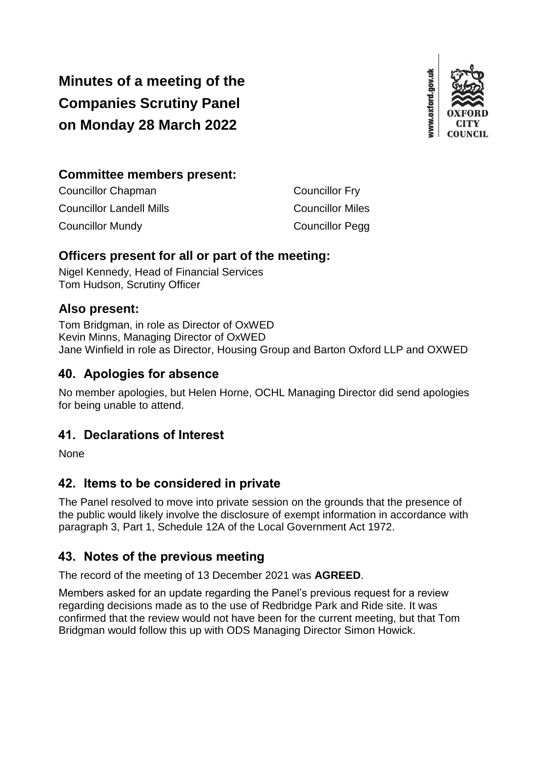# Minutes of a meeting of the Companies Scrutiny Panel on Monday 28 March 2022

## Committee members present:

Councillor Chapman
Councillor Fry
Councillor Landell Mills
Councillor Miles
Councillor Mundy
Councillor Pegg

## Officers present for all or part of the meeting:

Nigel Kennedy, Head of Financial Services
Tom Hudson, Scrutiny Officer

## Also present:

Tom Bridgman, in role as Director of OxWED
Kevin Minns, Managing Director of OxWED
Jane Winfield in role as Director, Housing Group and Barton Oxford LLP and OXWED

## 40. Apologies for absence

No member apologies, but Helen Horne, OCHL Managing Director did send apologies for being unable to attend.

## 41. Declarations of Interest

None

## 42. Items to be considered in private

The Panel resolved to move into private session on the grounds that the presence of the public would likely involve the disclosure of exempt information in accordance with paragraph 3, Part 1, Schedule 12A of the Local Government Act 1972.

## 43. Notes of the previous meeting

The record of the meeting of 13 December 2021 was **AGREED**.

Members asked for an update regarding the Panel's previous request for a review regarding decisions made as to the use of Redbridge Park and Ride site. It was confirmed that the review would not have been for the current meeting, but that Tom Bridgman would follow this up with ODS Managing Director Simon Howick.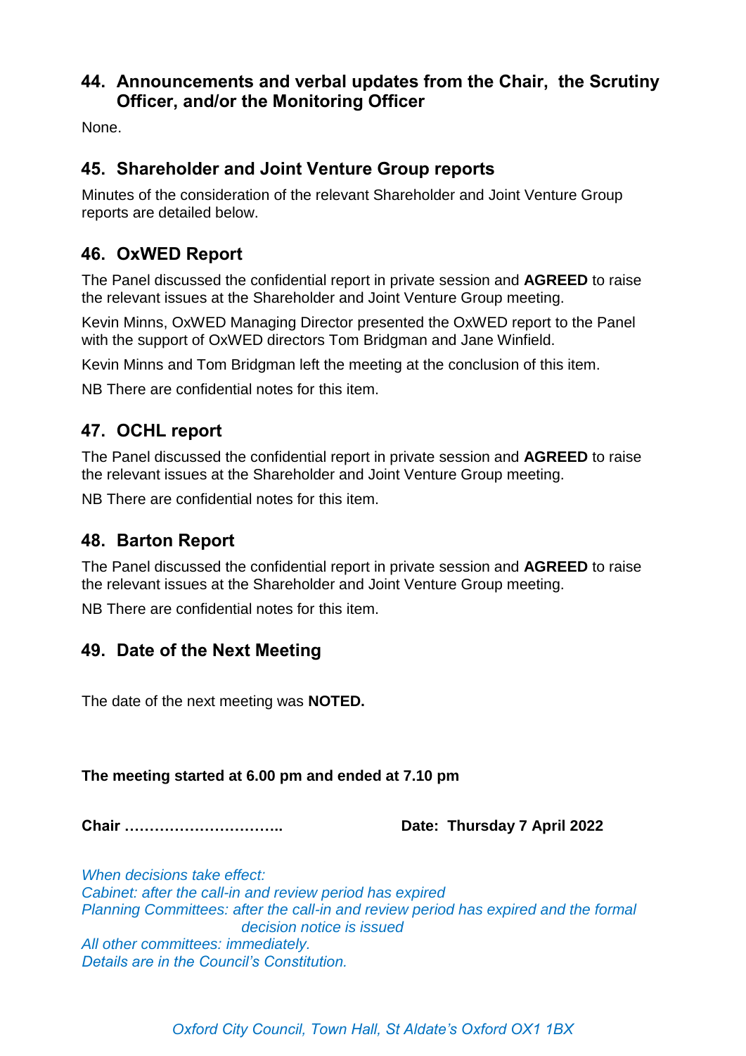## 44. Announcements and verbal updates from the Chair, the Scrutiny Officer, and/or the Monitoring Officer

None.

## 45. Shareholder and Joint Venture Group reports

Minutes of the consideration of the relevant Shareholder and Joint Venture Group reports are detailed below.

## 46. OxWED Report

The Panel discussed the confidential report in private session and **AGREED** to raise the relevant issues at the Shareholder and Joint Venture Group meeting.

Kevin Minns, OxWED Managing Director presented the OxWED report to the Panel with the support of OxWED directors Tom Bridgman and Jane Winfield.

Kevin Minns and Tom Bridgman left the meeting at the conclusion of this item.

NB There are confidential notes for this item.

## 47. OCHL report

The Panel discussed the confidential report in private session and **AGREED** to raise the relevant issues at the Shareholder and Joint Venture Group meeting.

NB There are confidential notes for this item.

## 48. Barton Report

The Panel discussed the confidential report in private session and **AGREED** to raise the relevant issues at the Shareholder and Joint Venture Group meeting.

NB There are confidential notes for this item.

## 49. Date of the Next Meeting

The date of the next meeting was **NOTED.**

**The meeting started at 6.00 pm and ended at 7.10 pm**

**Chair …………………………..** **Date: Thursday 7 April 2022**

*When decisions take effect:*
*Cabinet: after the call-in and review period has expired*
*Planning Committees: after the call-in and review period has expired and the formal decision notice is issued*
*All other committees: immediately.*
*Details are in the Council's Constitution.*

*Oxford City Council, Town Hall, St Aldate's Oxford OX1 1BX*